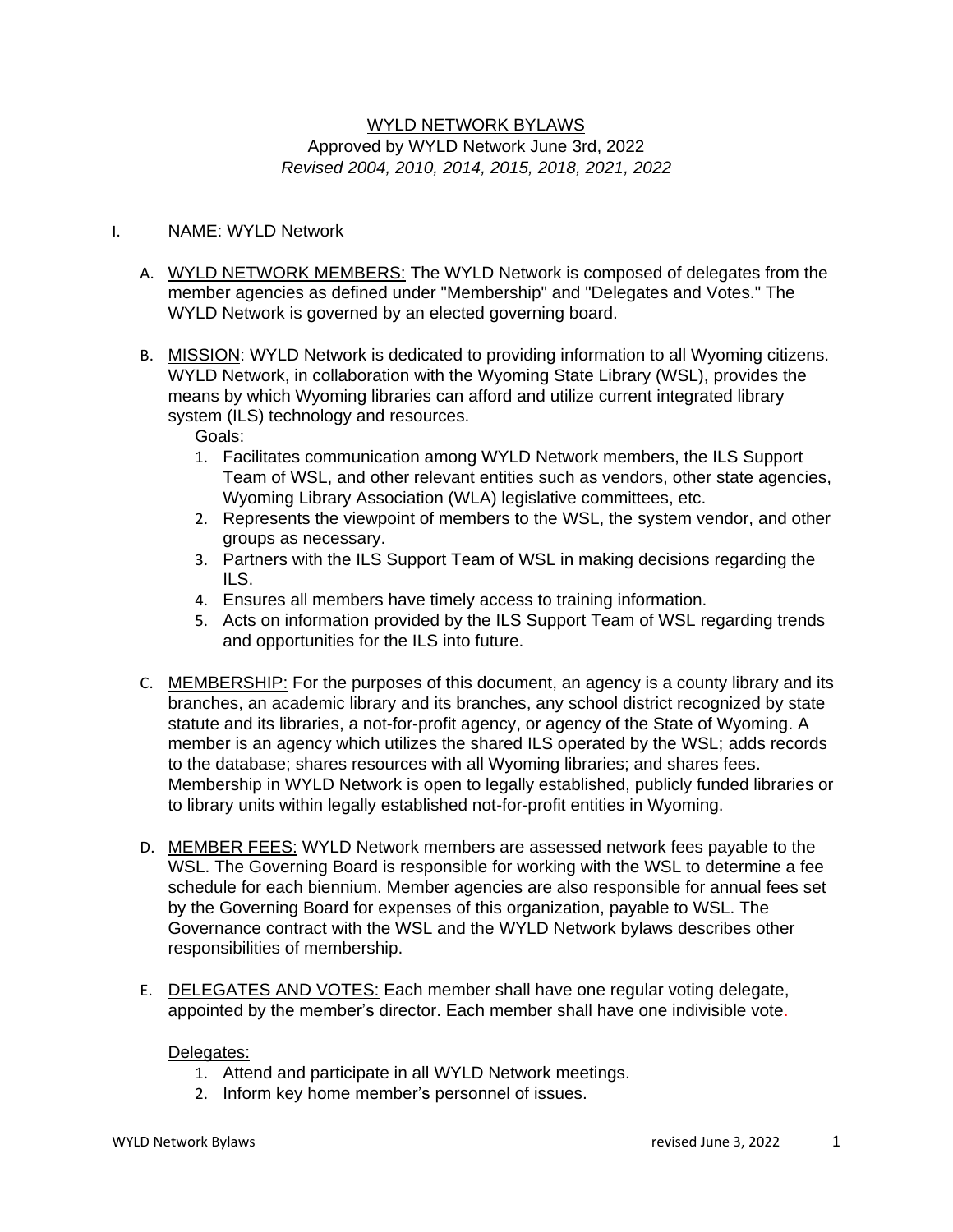# WYLD NETWORK BYLAWS

Approved by WYLD Network June 3rd, 2022

*Revised 2004, 2010, 2014, 2015, 2018, 2021, 2022*

I. NAME: WYLD Network

A. WYLD NETWORK MEMBERS: The WYLD Network is composed of delegates from the member agencies as defined under "Membership" and "Delegates and Votes." The WYLD Network is governed by an elected governing board.

B. MISSION: WYLD Network is dedicated to providing information to all Wyoming citizens. WYLD Network, in collaboration with the Wyoming State Library (WSL), provides the means by which Wyoming libraries can afford and utilize current integrated library system (ILS) technology and resources.

Goals:

1. Facilitates communication among WYLD Network members, the ILS Support Team of WSL, and other relevant entities such as vendors, other state agencies, Wyoming Library Association (WLA) legislative committees, etc.
2. Represents the viewpoint of members to the WSL, the system vendor, and other groups as necessary.
3. Partners with the ILS Support Team of WSL in making decisions regarding the ILS.
4. Ensures all members have timely access to training information.
5. Acts on information provided by the ILS Support Team of WSL regarding trends and opportunities for the ILS into future.

C. MEMBERSHIP: For the purposes of this document, an agency is a county library and its branches, an academic library and its branches, any school district recognized by state statute and its libraries, a not-for-profit agency, or agency of the State of Wyoming. A member is an agency which utilizes the shared ILS operated by the WSL; adds records to the database; shares resources with all Wyoming libraries; and shares fees. Membership in WYLD Network is open to legally established, publicly funded libraries or to library units within legally established not-for-profit entities in Wyoming.

D. MEMBER FEES: WYLD Network members are assessed network fees payable to the WSL. The Governing Board is responsible for working with the WSL to determine a fee schedule for each biennium. Member agencies are also responsible for annual fees set by the Governing Board for expenses of this organization, payable to WSL. The Governance contract with the WSL and the WYLD Network bylaws describes other responsibilities of membership.

E. DELEGATES AND VOTES: Each member shall have one regular voting delegate, appointed by the member's director. Each member shall have one indivisible vote.

Delegates:

1. Attend and participate in all WYLD Network meetings.
2. Inform key home member's personnel of issues.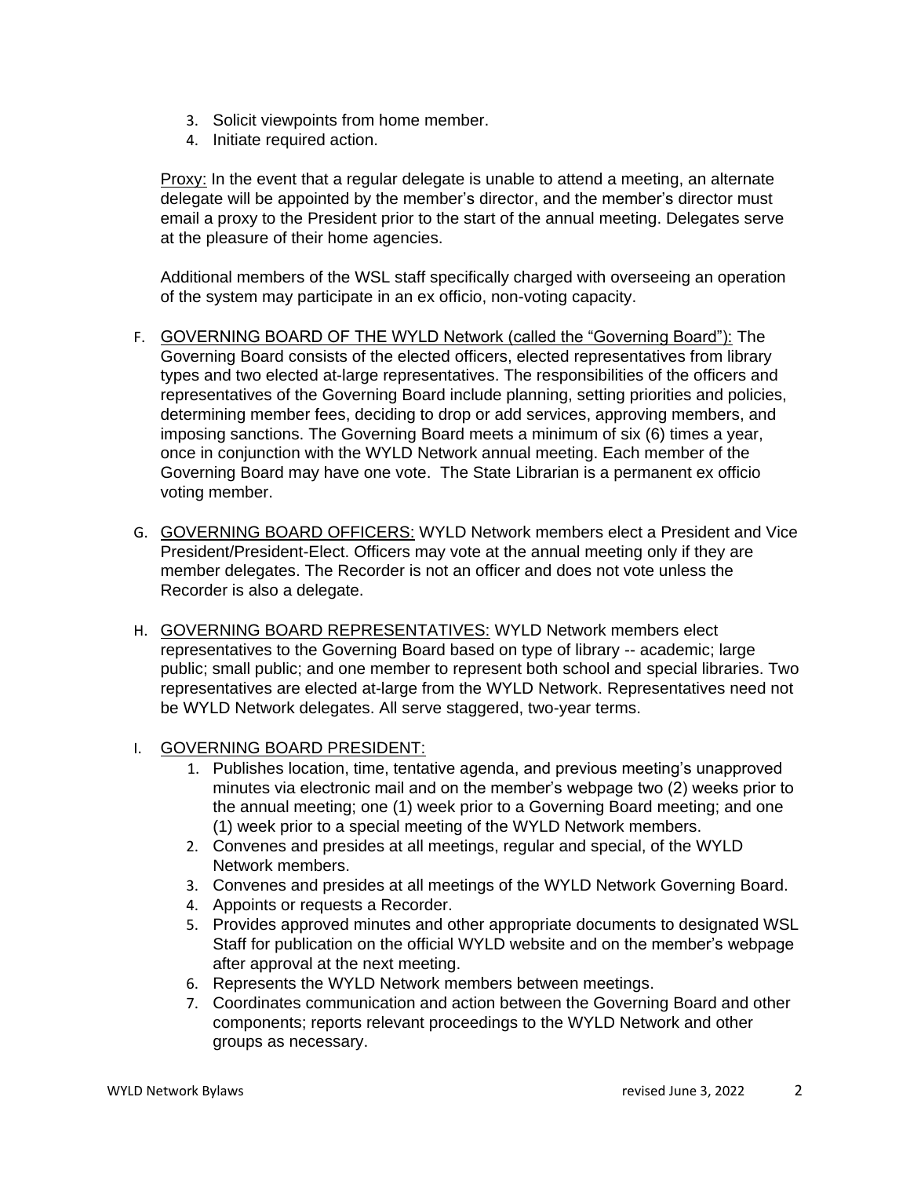3. Solicit viewpoints from home member.
4. Initiate required action.

<u>Proxy:</u> In the event that a regular delegate is unable to attend a meeting, an alternate delegate will be appointed by the member's director, and the member's director must email a proxy to the President prior to the start of the annual meeting. Delegates serve at the pleasure of their home agencies.

Additional members of the WSL staff specifically charged with overseeing an operation of the system may participate in an ex officio, non-voting capacity.

F. <u>GOVERNING BOARD OF THE WYLD Network (called the "Governing Board"):</u> The Governing Board consists of the elected officers, elected representatives from library types and two elected at-large representatives. The responsibilities of the officers and representatives of the Governing Board include planning, setting priorities and policies, determining member fees, deciding to drop or add services, approving members, and imposing sanctions. The Governing Board meets a minimum of six (6) times a year, once in conjunction with the WYLD Network annual meeting. Each member of the Governing Board may have one vote. The State Librarian is a permanent ex officio voting member.

G. <u>GOVERNING BOARD OFFICERS:</u> WYLD Network members elect a President and Vice President/President-Elect. Officers may vote at the annual meeting only if they are member delegates. The Recorder is not an officer and does not vote unless the Recorder is also a delegate.

H. <u>GOVERNING BOARD REPRESENTATIVES:</u> WYLD Network members elect representatives to the Governing Board based on type of library -- academic; large public; small public; and one member to represent both school and special libraries. Two representatives are elected at-large from the WYLD Network. Representatives need not be WYLD Network delegates. All serve staggered, two-year terms.

I. <u>GOVERNING BOARD PRESIDENT:</u>
   1. Publishes location, time, tentative agenda, and previous meeting's unapproved minutes via electronic mail and on the member's webpage two (2) weeks prior to the annual meeting; one (1) week prior to a Governing Board meeting; and one (1) week prior to a special meeting of the WYLD Network members.
   2. Convenes and presides at all meetings, regular and special, of the WYLD Network members.
   3. Convenes and presides at all meetings of the WYLD Network Governing Board.
   4. Appoints or requests a Recorder.
   5. Provides approved minutes and other appropriate documents to designated WSL Staff for publication on the official WYLD website and on the member's webpage after approval at the next meeting.
   6. Represents the WYLD Network members between meetings.
   7. Coordinates communication and action between the Governing Board and other components; reports relevant proceedings to the WYLD Network and other groups as necessary.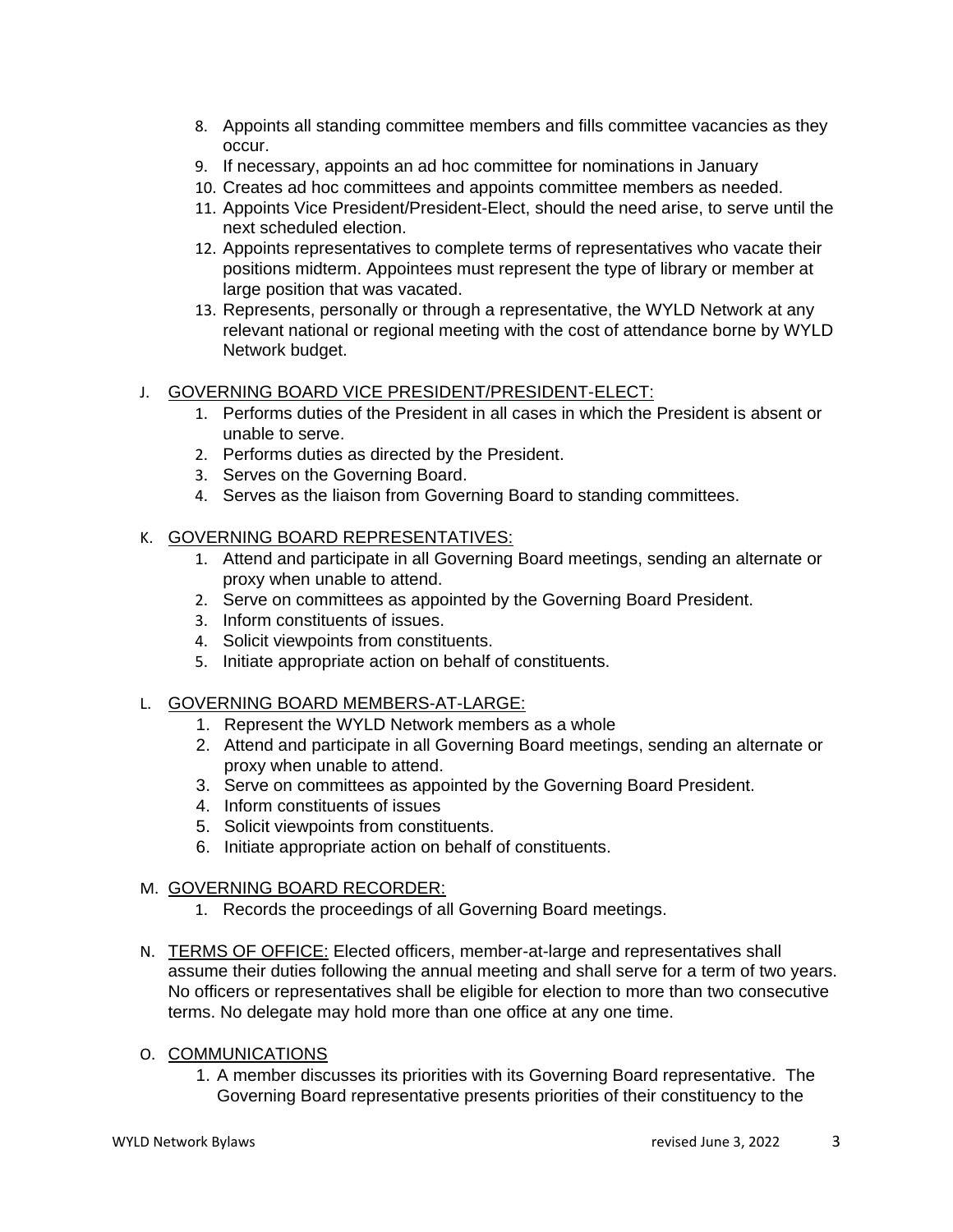8. Appoints all standing committee members and fills committee vacancies as they occur.
9. If necessary, appoints an ad hoc committee for nominations in January
10. Creates ad hoc committees and appoints committee members as needed.
11. Appoints Vice President/President-Elect, should the need arise, to serve until the next scheduled election.
12. Appoints representatives to complete terms of representatives who vacate their positions midterm. Appointees must represent the type of library or member at large position that was vacated.
13. Represents, personally or through a representative, the WYLD Network at any relevant national or regional meeting with the cost of attendance borne by WYLD Network budget.

J. <u>GOVERNING BOARD VICE PRESIDENT/PRESIDENT-ELECT:</u>
   1. Performs duties of the President in all cases in which the President is absent or unable to serve.
   2. Performs duties as directed by the President.
   3. Serves on the Governing Board.
   4. Serves as the liaison from Governing Board to standing committees.

K. <u>GOVERNING BOARD REPRESENTATIVES:</u>
   1. Attend and participate in all Governing Board meetings, sending an alternate or proxy when unable to attend.
   2. Serve on committees as appointed by the Governing Board President.
   3. Inform constituents of issues.
   4. Solicit viewpoints from constituents.
   5. Initiate appropriate action on behalf of constituents.

L. <u>GOVERNING BOARD MEMBERS-AT-LARGE:</u>
   1. Represent the WYLD Network members as a whole
   2. Attend and participate in all Governing Board meetings, sending an alternate or proxy when unable to attend.
   3. Serve on committees as appointed by the Governing Board President.
   4. Inform constituents of issues
   5. Solicit viewpoints from constituents.
   6. Initiate appropriate action on behalf of constituents.

M. <u>GOVERNING BOARD RECORDER:</u>
   1. Records the proceedings of all Governing Board meetings.

N. <u>TERMS OF OFFICE:</u> Elected officers, member-at-large and representatives shall assume their duties following the annual meeting and shall serve for a term of two years. No officers or representatives shall be eligible for election to more than two consecutive terms. No delegate may hold more than one office at any one time.

O. <u>COMMUNICATIONS</u>
   1. A member discusses its priorities with its Governing Board representative. The Governing Board representative presents priorities of their constituency to the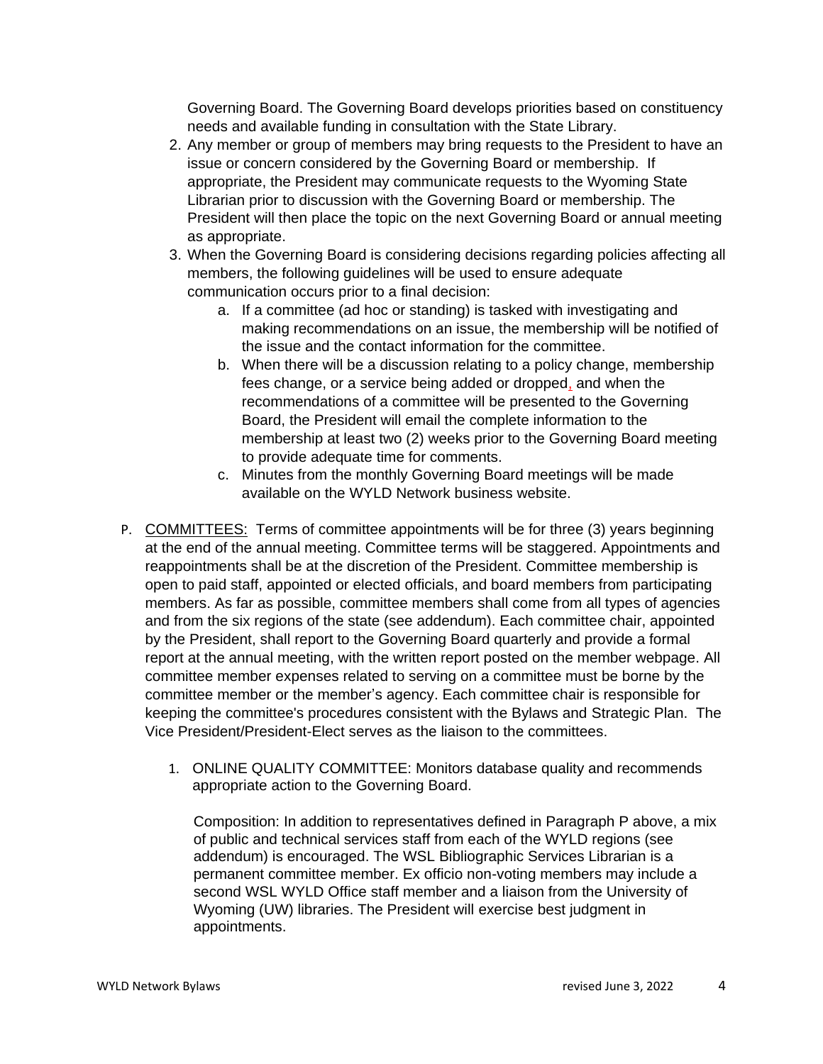Governing Board. The Governing Board develops priorities based on constituency needs and available funding in consultation with the State Library.

2. Any member or group of members may bring requests to the President to have an issue or concern considered by the Governing Board or membership. If appropriate, the President may communicate requests to the Wyoming State Librarian prior to discussion with the Governing Board or membership. The President will then place the topic on the next Governing Board or annual meeting as appropriate.
3. When the Governing Board is considering decisions regarding policies affecting all members, the following guidelines will be used to ensure adequate communication occurs prior to a final decision:
    a. If a committee (ad hoc or standing) is tasked with investigating and making recommendations on an issue, the membership will be notified of the issue and the contact information for the committee.
    b. When there will be a discussion relating to a policy change, membership fees change, or a service being added or dropped, and when the recommendations of a committee will be presented to the Governing Board, the President will email the complete information to the membership at least two (2) weeks prior to the Governing Board meeting to provide adequate time for comments.
    c. Minutes from the monthly Governing Board meetings will be made available on the WYLD Network business website.

P. <u>COMMITTEES:</u> Terms of committee appointments will be for three (3) years beginning at the end of the annual meeting. Committee terms will be staggered. Appointments and reappointments shall be at the discretion of the President. Committee membership is open to paid staff, appointed or elected officials, and board members from participating members. As far as possible, committee members shall come from all types of agencies and from the six regions of the state (see addendum). Each committee chair, appointed by the President, shall report to the Governing Board quarterly and provide a formal report at the annual meeting, with the written report posted on the member webpage. All committee member expenses related to serving on a committee must be borne by the committee member or the member's agency. Each committee chair is responsible for keeping the committee's procedures consistent with the Bylaws and Strategic Plan. The Vice President/President-Elect serves as the liaison to the committees.

1. ONLINE QUALITY COMMITTEE: Monitors database quality and recommends appropriate action to the Governing Board.

    Composition: In addition to representatives defined in Paragraph P above, a mix of public and technical services staff from each of the WYLD regions (see addendum) is encouraged. The WSL Bibliographic Services Librarian is a permanent committee member. Ex officio non-voting members may include a second WSL WYLD Office staff member and a liaison from the University of Wyoming (UW) libraries. The President will exercise best judgment in appointments.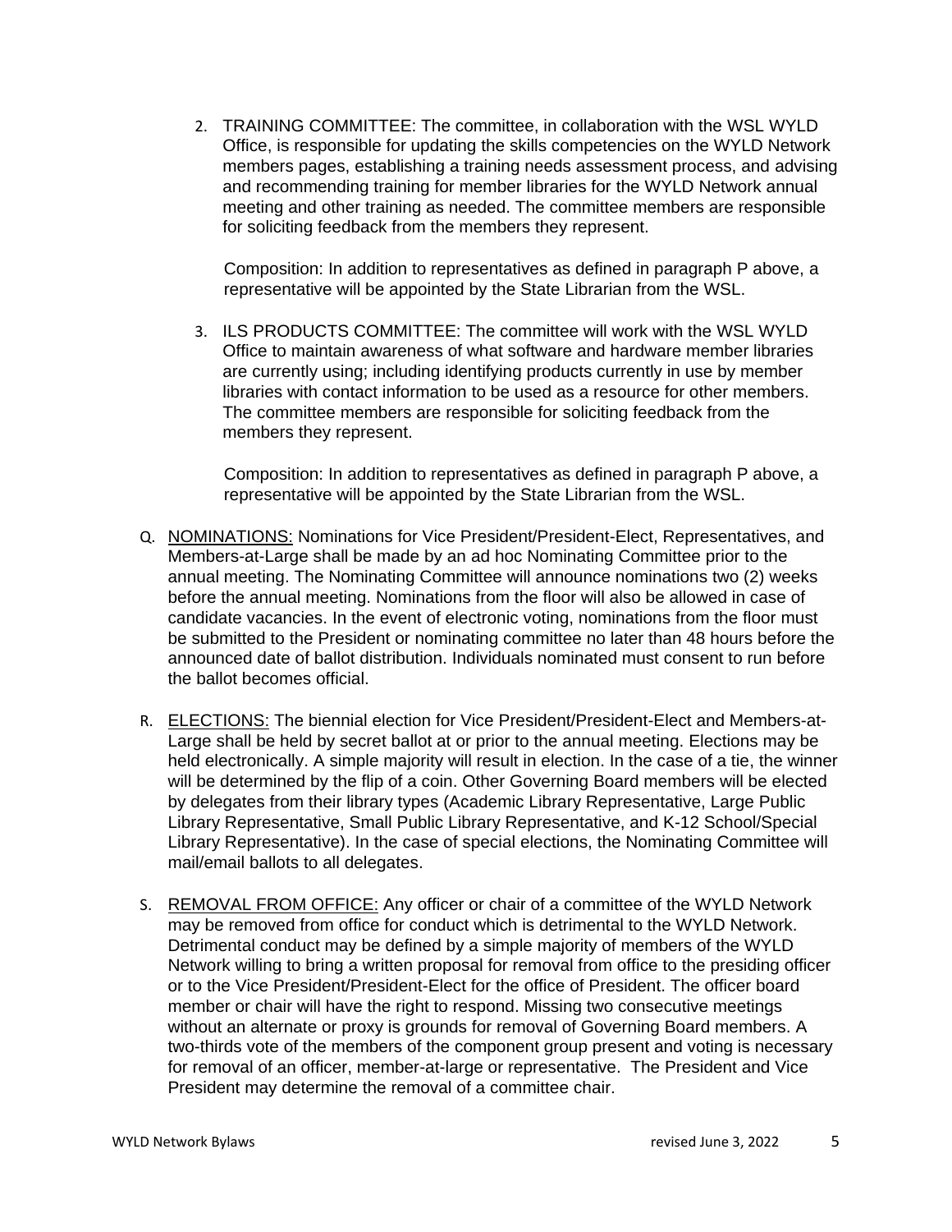2. TRAINING COMMITTEE: The committee, in collaboration with the WSL WYLD Office, is responsible for updating the skills competencies on the WYLD Network members pages, establishing a training needs assessment process, and advising and recommending training for member libraries for the WYLD Network annual meeting and other training as needed. The committee members are responsible for soliciting feedback from the members they represent.

   Composition: In addition to representatives as defined in paragraph P above, a representative will be appointed by the State Librarian from the WSL.

3. ILS PRODUCTS COMMITTEE: The committee will work with the WSL WYLD Office to maintain awareness of what software and hardware member libraries are currently using; including identifying products currently in use by member libraries with contact information to be used as a resource for other members. The committee members are responsible for soliciting feedback from the members they represent.

   Composition: In addition to representatives as defined in paragraph P above, a representative will be appointed by the State Librarian from the WSL.

Q. <u>NOMINATIONS:</u> Nominations for Vice President/President-Elect, Representatives, and Members-at-Large shall be made by an ad hoc Nominating Committee prior to the annual meeting. The Nominating Committee will announce nominations two (2) weeks before the annual meeting. Nominations from the floor will also be allowed in case of candidate vacancies. In the event of electronic voting, nominations from the floor must be submitted to the President or nominating committee no later than 48 hours before the announced date of ballot distribution. Individuals nominated must consent to run before the ballot becomes official.

R. <u>ELECTIONS:</u> The biennial election for Vice President/President-Elect and Members-at-Large shall be held by secret ballot at or prior to the annual meeting. Elections may be held electronically. A simple majority will result in election. In the case of a tie, the winner will be determined by the flip of a coin. Other Governing Board members will be elected by delegates from their library types (Academic Library Representative, Large Public Library Representative, Small Public Library Representative, and K-12 School/Special Library Representative). In the case of special elections, the Nominating Committee will mail/email ballots to all delegates.

S. <u>REMOVAL FROM OFFICE:</u> Any officer or chair of a committee of the WYLD Network may be removed from office for conduct which is detrimental to the WYLD Network. Detrimental conduct may be defined by a simple majority of members of the WYLD Network willing to bring a written proposal for removal from office to the presiding officer or to the Vice President/President-Elect for the office of President. The officer board member or chair will have the right to respond. Missing two consecutive meetings without an alternate or proxy is grounds for removal of Governing Board members. A two-thirds vote of the members of the component group present and voting is necessary for removal of an officer, member-at-large or representative. The President and Vice President may determine the removal of a committee chair.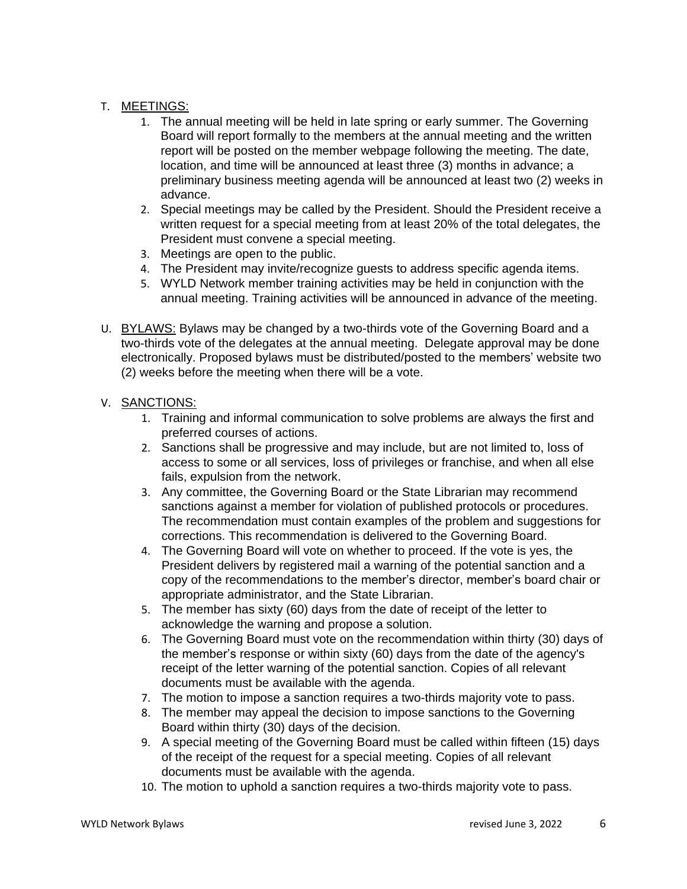T. <u>MEETINGS:</u>

1. The annual meeting will be held in late spring or early summer. The Governing Board will report formally to the members at the annual meeting and the written report will be posted on the member webpage following the meeting. The date, location, and time will be announced at least three (3) months in advance; a preliminary business meeting agenda will be announced at least two (2) weeks in advance.
2. Special meetings may be called by the President. Should the President receive a written request for a special meeting from at least 20% of the total delegates, the President must convene a special meeting.
3. Meetings are open to the public.
4. The President may invite/recognize guests to address specific agenda items.
5. WYLD Network member training activities may be held in conjunction with the annual meeting. Training activities will be announced in advance of the meeting.

U. <u>BYLAWS:</u> Bylaws may be changed by a two-thirds vote of the Governing Board and a two-thirds vote of the delegates at the annual meeting. Delegate approval may be done electronically. Proposed bylaws must be distributed/posted to the members' website two (2) weeks before the meeting when there will be a vote.

V. <u>SANCTIONS:</u>

1. Training and informal communication to solve problems are always the first and preferred courses of actions.
2. Sanctions shall be progressive and may include, but are not limited to, loss of access to some or all services, loss of privileges or franchise, and when all else fails, expulsion from the network.
3. Any committee, the Governing Board or the State Librarian may recommend sanctions against a member for violation of published protocols or procedures. The recommendation must contain examples of the problem and suggestions for corrections. This recommendation is delivered to the Governing Board.
4. The Governing Board will vote on whether to proceed. If the vote is yes, the President delivers by registered mail a warning of the potential sanction and a copy of the recommendations to the member's director, member's board chair or appropriate administrator, and the State Librarian.
5. The member has sixty (60) days from the date of receipt of the letter to acknowledge the warning and propose a solution.
6. The Governing Board must vote on the recommendation within thirty (30) days of the member's response or within sixty (60) days from the date of the agency's receipt of the letter warning of the potential sanction. Copies of all relevant documents must be available with the agenda.
7. The motion to impose a sanction requires a two-thirds majority vote to pass.
8. The member may appeal the decision to impose sanctions to the Governing Board within thirty (30) days of the decision.
9. A special meeting of the Governing Board must be called within fifteen (15) days of the receipt of the request for a special meeting. Copies of all relevant documents must be available with the agenda.
10. The motion to uphold a sanction requires a two-thirds majority vote to pass.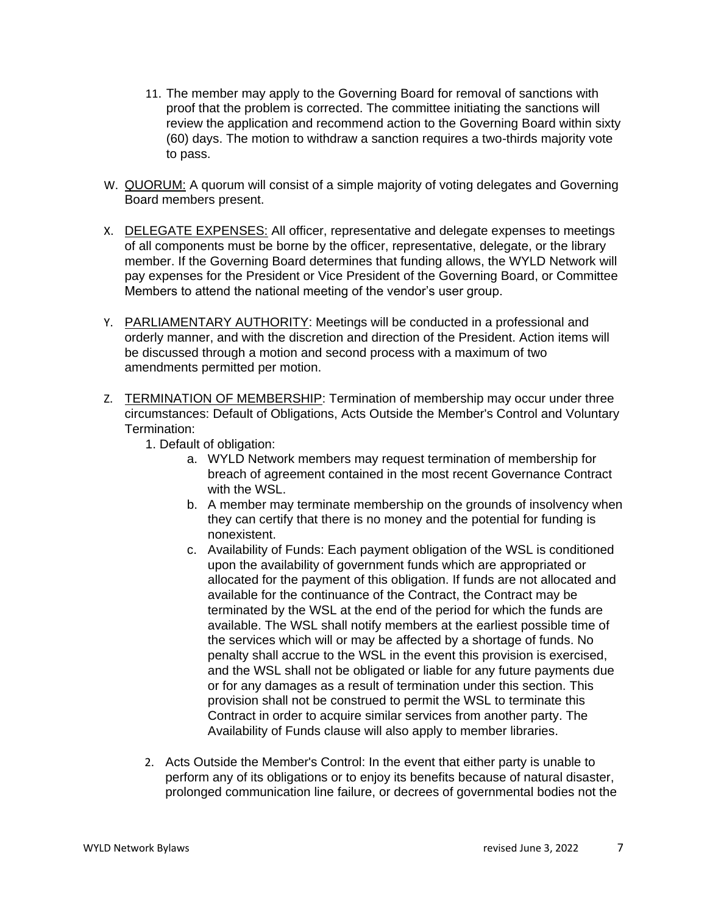11. The member may apply to the Governing Board for removal of sanctions with proof that the problem is corrected. The committee initiating the sanctions will review the application and recommend action to the Governing Board within sixty (60) days. The motion to withdraw a sanction requires a two-thirds majority vote to pass.

W. <u>QUORUM:</u> A quorum will consist of a simple majority of voting delegates and Governing Board members present.

X. <u>DELEGATE EXPENSES:</u> All officer, representative and delegate expenses to meetings of all components must be borne by the officer, representative, delegate, or the library member. If the Governing Board determines that funding allows, the WYLD Network will pay expenses for the President or Vice President of the Governing Board, or Committee Members to attend the national meeting of the vendor's user group.

Y. <u>PARLIAMENTARY AUTHORITY</u>: Meetings will be conducted in a professional and orderly manner, and with the discretion and direction of the President. Action items will be discussed through a motion and second process with a maximum of two amendments permitted per motion.

Z. <u>TERMINATION OF MEMBERSHIP</u>: Termination of membership may occur under three circumstances: Default of Obligations, Acts Outside the Member's Control and Voluntary Termination:

1. Default of obligation:
    a. WYLD Network members may request termination of membership for breach of agreement contained in the most recent Governance Contract with the WSL.
    b. A member may terminate membership on the grounds of insolvency when they can certify that there is no money and the potential for funding is nonexistent.
    c. Availability of Funds: Each payment obligation of the WSL is conditioned upon the availability of government funds which are appropriated or allocated for the payment of this obligation. If funds are not allocated and available for the continuance of the Contract, the Contract may be terminated by the WSL at the end of the period for which the funds are available. The WSL shall notify members at the earliest possible time of the services which will or may be affected by a shortage of funds. No penalty shall accrue to the WSL in the event this provision is exercised, and the WSL shall not be obligated or liable for any future payments due or for any damages as a result of termination under this section. This provision shall not be construed to permit the WSL to terminate this Contract in order to acquire similar services from another party. The Availability of Funds clause will also apply to member libraries.

2. Acts Outside the Member's Control: In the event that either party is unable to perform any of its obligations or to enjoy its benefits because of natural disaster, prolonged communication line failure, or decrees of governmental bodies not the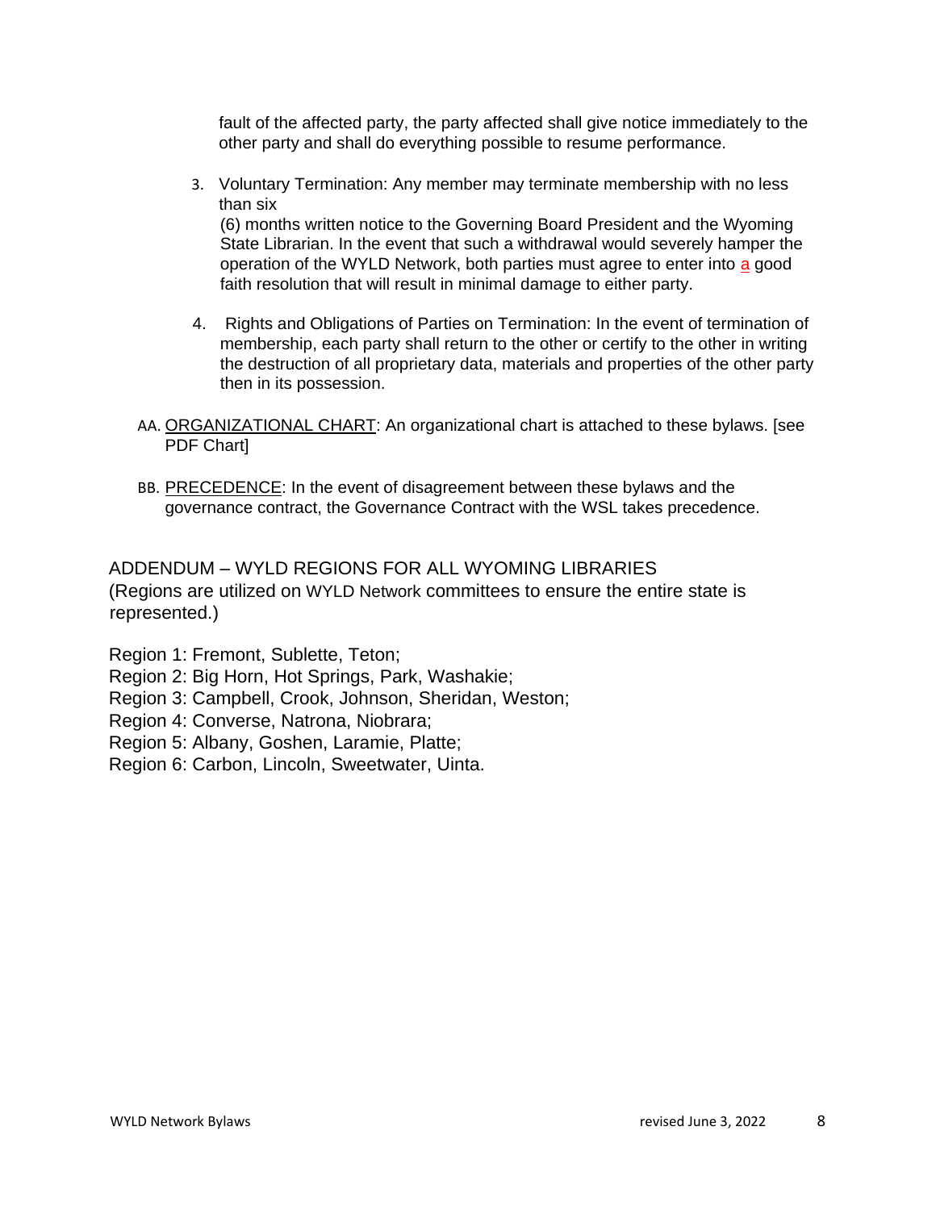fault of the affected party, the party affected shall give notice immediately to the other party and shall do everything possible to resume performance.

3. Voluntary Termination: Any member may terminate membership with no less than six (6) months written notice to the Governing Board President and the Wyoming State Librarian. In the event that such a withdrawal would severely hamper the operation of the WYLD Network, both parties must agree to enter into a good faith resolution that will result in minimal damage to either party.

4. Rights and Obligations of Parties on Termination: In the event of termination of membership, each party shall return to the other or certify to the other in writing the destruction of all proprietary data, materials and properties of the other party then in its possession.

AA. <u>ORGANIZATIONAL CHART</u>: An organizational chart is attached to these bylaws. [see PDF Chart]

BB. <u>PRECEDENCE</u>: In the event of disagreement between these bylaws and the governance contract, the Governance Contract with the WSL takes precedence.

## ADDENDUM – WYLD REGIONS FOR ALL WYOMING LIBRARIES

(Regions are utilized on WYLD Network committees to ensure the entire state is represented.)

Region 1: Fremont, Sublette, Teton;
Region 2: Big Horn, Hot Springs, Park, Washakie;
Region 3: Campbell, Crook, Johnson, Sheridan, Weston;
Region 4: Converse, Natrona, Niobrara;
Region 5: Albany, Goshen, Laramie, Platte;
Region 6: Carbon, Lincoln, Sweetwater, Uinta.